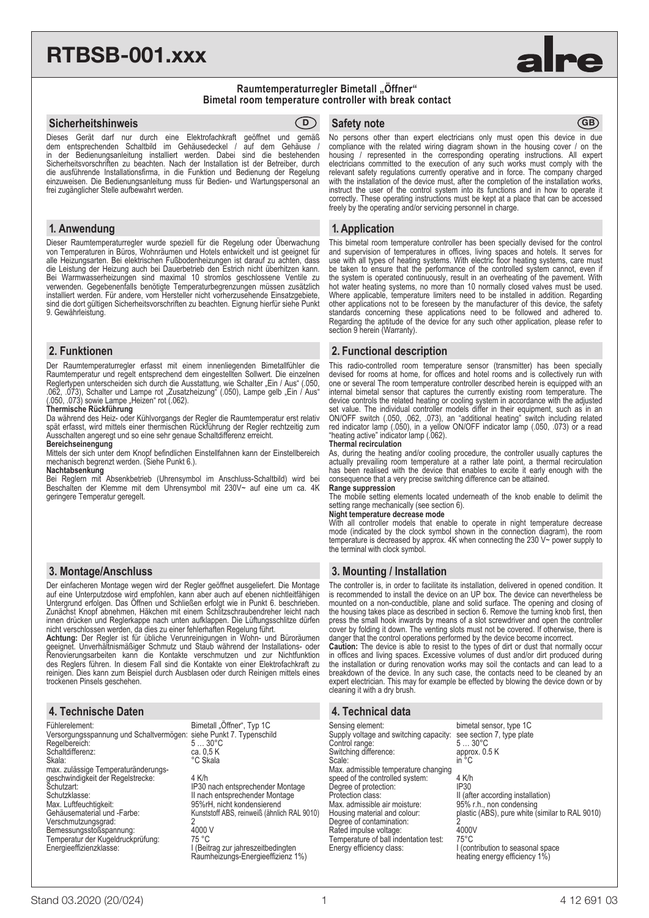# RTBSB-001.xxx

alre

**Raumtemperaturregler Bimetall „Öffner"**
**Bimetal room temperature controller with break contact**

## Sicherheitshinweis (D)

Dieses Gerät darf nur durch eine Elektrofachkraft geöffnet und gemäß dem entsprechenden Schaltbild im Gehäusedeckel / auf dem Gehäuse / in der Bedienungsanleitung installiert werden. Dabei sind die bestehenden Sicherheitsvorschriften zu beachten. Nach der Installation ist der Betreiber, durch die ausführende Installationsfirma, in die Funktion und Bedienung der Regelung einzuweisen. Die Bedienungsanleitung muss für Bedien- und Wartungspersonal an frei zugänglicher Stelle aufbewahrt werden.

## 1. Anwendung

Dieser Raumtemperaturregler wurde speziell für die Regelung oder Überwachung von Temperaturen in Büros, Wohnräumen und Hotels entwickelt und ist geeignet für alle Heizungsarten. Bei elektrischen Fußbodenheizungen ist darauf zu achten, dass die Leistung der Heizung auch bei Dauerbetrieb den Estrich nicht überhitzen kann. Bei Warmwasserheizungen sind maximal 10 stromlos geschlossene Ventile zu verwenden. Gegebenenfalls benötigte Temperaturbegrenzungen müssen zusätzlich installiert werden. Für andere, vom Hersteller nicht vorherzusehende Einsatzgebiete, sind die dort gültigen Sicherheitsvorschriften zu beachten. Eignung hierfür siehe Punkt 9. Gewährleistung.

## 2. Funktionen

Der Raumtemperaturregler erfasst mit einem innenliegenden Bimetallfühler die Raumtemperatur und regelt entsprechend dem eingestellten Sollwert. Die einzelnen Reglertypen unterscheiden sich durch die Ausstattung, wie Schalter „Ein / Aus" (.050, .062, .073), Schalter und Lampe rot „Zusatzheizung" (.050), Lampe gelb „Ein / Aus" (.050, .073) sowie Lampe „Heizen" rot (.062).

**Thermische Rückführung**
Da während des Heiz- oder Kühlvorgangs der Regler die Raumtemperatur erst relativ spät erfasst, wird mittels einer thermischen Rückführung der Regler rechtzeitig zum Ausschalten angeregt und so eine sehr genaue Schaltdifferenz erreicht.

**Bereichseinengung**
Mittels der sich unter dem Knopf befindlichen Einstellfahnen kann der Einstellbereich mechanisch begrenzt werden. (Siehe Punkt 6.).

**Nachtabsenkung**
Bei Reglern mit Absenkbetrieb (Uhrensymbol im Anschluss-Schaltbild) wird bei Beschalten der Klemme mit dem Uhrensymbol mit 230V~ auf eine um ca. 4K geringere Temperatur geregelt.

## 3. Montage/Anschluss

Der einfacheren Montage wegen wird der Regler geöffnet ausgeliefert. Die Montage auf eine Unterputzdose wird empfohlen, kann aber auch auf ebenen nichtleitfähigen Untergrund erfolgen. Das Öffnen und Schließen erfolgt wie in Punkt 6. beschrieben. Zunächst Knopf abnehmen, Häkchen mit einem Schlitzschraubendreher leicht nach innen drücken und Reglerkappe nach unten aufklappen. Die Lüftungsschlitze dürfen nicht verschlossen werden, da dies zu einer fehlerhaften Regelung führt.

**Achtung:** Der Regler ist für übliche Verunreinigungen in Wohn- und Büroräumen geeignet. Unverhältnismäßiger Schmutz und Staub während der Installations- oder Renovierungsarbeiten kann die Kontakte verschmutzen und zur Nichtfunktion des Reglers führen. In diesem Fall sind die Kontakte von einer Elektrofachkraft zu reinigen. Dies kann zum Beispiel durch Ausblasen oder durch Reinigen mittels eines trockenen Pinsels geschehen.

## 4. Technische Daten

| | |
|---|---|
| Fühlerelement: | Bimetall „Öffner", Typ 1C |
| Versorgungsspannung und Schaltvermögen: | siehe Punkt 7. Typenschild |
| Regelbereich: | 5 … 30°C |
| Schaltdifferenz: | ca. 0,5 K |
| Skala: | °C Skala |
| max. zulässige Temperaturänderungsgeschwindigkeit der Regelstrecke: | 4 K/h |
| Schutzart: | IP30 nach entsprechender Montage |
| Schutzklasse: | II nach entsprechender Montage |
| Max. Luftfeuchtigkeit: | 95%rH, nicht kondensierend |
| Gehäusematerial und -Farbe: | Kunststoff ABS, reinweiß (ähnlich RAL 9010) |
| Verschmutzungsgrad: | 2 |
| Bemessungsstoßspannung: | 4000 V |
| Temperatur der Kugeldruckprüfung: | 75 °C |
| Energieeffizienzklasse: | I (Beitrag zur jahreszeitbedingten Raumheizungs-Energieeffizienz 1%) |

## Safety note (GB)

No persons other than expert electricians only must open this device in due compliance with the related wiring diagram shown in the housing cover / on the housing / represented in the corresponding operating instructions. All expert electricians committed to the execution of any such works must comply with the relevant safety regulations currently operative and in force. The company charged with the installation of the device must, after the completion of the installation works, instruct the user of the control system into its functions and in how to operate it correctly. These operating instructions must be kept at a place that can be accessed freely by the operating and/or servicing personnel in charge.

## 1. Application

This bimetal room temperature controller has been specially devised for the control and supervision of temperatures in offices, living spaces and hotels. It serves for use with all types of heating systems. With electric floor heating systems, care must be taken to ensure that the performance of the controlled system cannot, even if the system is operated continuously, result in an overheating of the pavement. With hot water heating systems, no more than 10 normally closed valves must be used. Where applicable, temperature limiters need to be installed in addition. Regarding other applications not to be foreseen by the manufacturer of this device, the safety standards concerning these applications need to be followed and adhered to. Regarding the aptitude of the device for any such other application, please refer to section 9 herein (Warranty).

## 2. Functional description

This radio-controlled room temperature sensor (transmitter) has been specially devised for rooms at home, for offices and hotel rooms and is collectively run with one or several The room temperature controller described herein is equipped with an internal bimetal sensor that captures the currently existing room temperature. The device controls the related heating or cooling system in accordance with the adjusted set value. The individual controller models differ in their equipment, such as in an ON/OFF switch (.050, .062, .073), an "additional heating" switch including related red indicator lamp (.050), in a yellow ON/OFF indicator lamp (.050, .073) or a read "heating active" indicator lamp (.062).

**Thermal recirculation**
As, during the heating and/or cooling procedure, the controller usually captures the actually prevailing room temperature at a rather late point, a thermal recirculation has been realised with the device that enables to excite it early enough with the consequence that a very precise switching difference can be attained.

**Range suppression**
The mobile setting elements located underneath of the knob enable to delimit the setting range mechanically (see section 6).

**Night temperature decrease mode**
With all controller models that enable to operate in night temperature decrease mode (indicated by the clock symbol shown in the connection diagram), the room temperature is decreased by approx. 4K when connecting the 230 V~ power supply to the terminal with clock symbol.

## 3. Mounting / Installation

The controller is, in order to facilitate its installation, delivered in opened condition. It is recommended to install the device on an UP box. The device can nevertheless be mounted on a non-conductible, plane and solid surface. The opening and closing of the housing takes place as described in section 6. Remove the turning knob first, then press the small hook inwards by means of a slot screwdriver and open the controller cover by folding it down. The venting slots must not be covered. If otherwise, there is danger that the control operations performed by the device become incorrect.

**Caution:** The device is able to resist to the types of dirt or dust that normally occur in offices and living spaces. Excessive volumes of dust and/or dirt produced during the installation or during renovation works may soil the contacts and can lead to a breakdown of the device. In any such case, the contacts need to be cleaned by an expert electrician. This may for example be effected by blowing the device down or by cleaning it with a dry brush.

## 4. Technical data

| | |
|---|---|
| Sensing element: | bimetal sensor, type 1C |
| Supply voltage and switching capacity: | see section 7, type plate |
| Control range: | 5 … 30°C |
| Switching difference: | approx. 0.5 K |
| Scale: | in °C |
| Max. admissible temperature changing speed of the controlled system: | 4 K/h |
| Degree of protection: | IP30 |
| Protection class: | II (after according installation) |
| Max. admissible air moisture: | 95% r.h., non condensing |
| Housing material and colour: | plastic (ABS), pure white (similar to RAL 9010) |
| Degree of contamination: | 2 |
| Rated impulse voltage: | 4000V |
| Temperature of ball indentation test: | 75°C |
| Energy efficiency class: | I (contribution to seasonal space heating energy efficiency 1%) |

Stand 03.2020 (20/024) — 4 12 691 03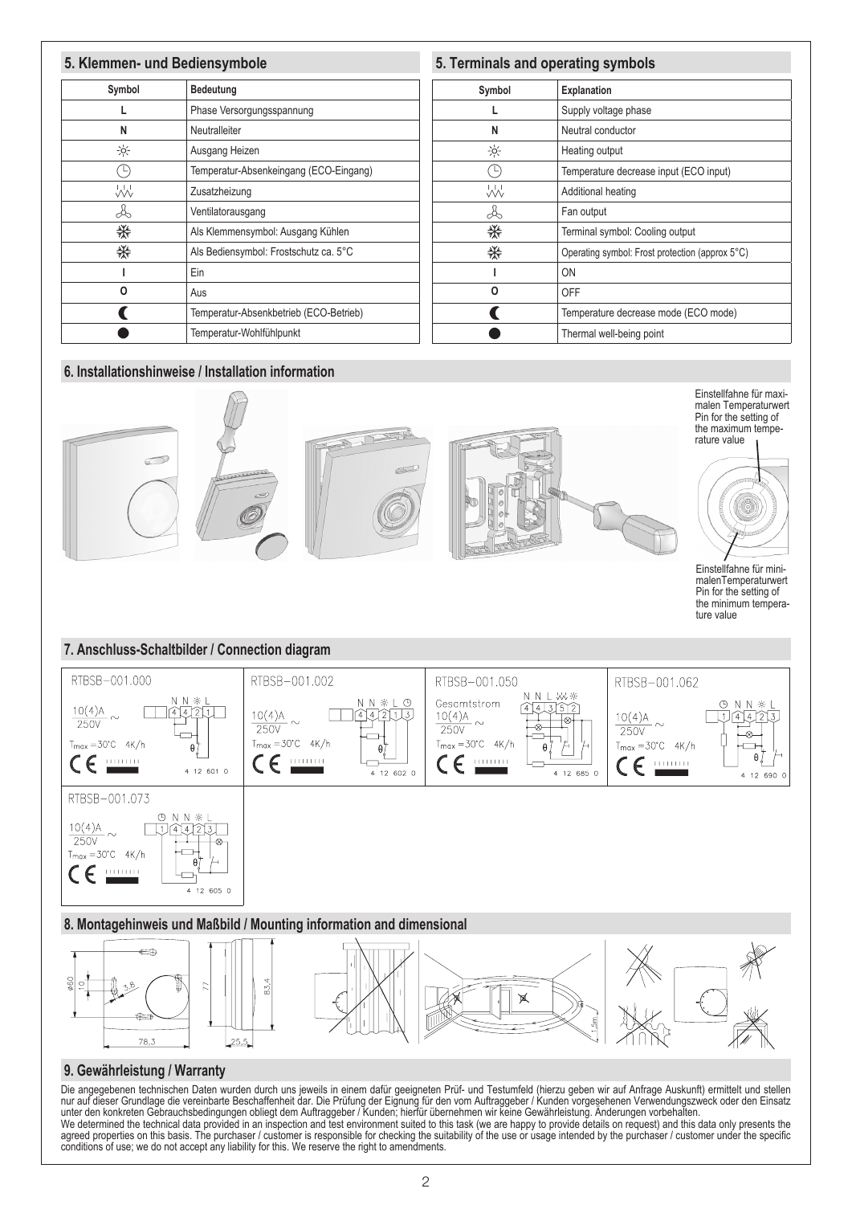## 5. Klemmen- und Bediensymbole

| Symbol | Bedeutung |
|---|---|
| L | Phase Versorgungsspannung |
| N | Neutralleiter |
| ☼ | Ausgang Heizen |
| ◷ | Temperatur-Absenkeingang (ECO-Eingang) |
| ⩫ | Zusatzheizung |
| ✤ | Ventilatorausgang |
| ❄ | Als Klemmensymbol: Ausgang Kühlen |
| ❄ | Als Bediensymbol: Frostschutz ca. 5°C |
| I | Ein |
| O | Aus |
| ☾ | Temperatur-Absenkbetrieb (ECO-Betrieb) |
| ● | Temperatur-Wohlfühlpunkt |

## 5. Terminals and operating symbols

| Symbol | Explanation |
|---|---|
| L | Supply voltage phase |
| N | Neutral conductor |
| ☼ | Heating output |
| ◷ | Temperature decrease input (ECO input) |
| ⩫ | Additional heating |
| ✤ | Fan output |
| ❄ | Terminal symbol: Cooling output |
| ❄ | Operating symbol: Frost protection (approx 5°C) |
| I | ON |
| O | OFF |
| ☾ | Temperature decrease mode (ECO mode) |
| ● | Thermal well-being point |

## 6. Installationshinweise / Installation information

Einstellfahne für maximalen Temperaturwert
Pin for the setting of the maximum temperature value

Einstellfahne für minimalenTemperaturwert
Pin for the setting of the minimum temperature value

## 7. Anschluss-Schaltbilder / Connection diagram

RTBSB-001.000
10(4)A / 250V ~
$T_{max}$ =30°C 4K/h
N N ❄ L
4 4 2 1
4 12 601 0

RTBSB-001.002
10(4)A / 250V ~
$T_{max}$ =30°C 4K/h
N N ❄ L ◷
4 4 2 1 3
4 12 602 0

RTBSB-001.050
Gesamtstrom
10(4)A / 250V ~
$T_{max}$ =30°C 4K/h
N N L ⩫ ❄
4 4 3 5 2
4 12 685 0

RTBSB-001.062
10(4)A / 250V ~
$T_{max}$ =30°C 4K/h
◷ N N ❄ L
1 4 4 2 3
4 12 690 0

RTBSB-001.073
10(4)A / 250V ~
$T_{max}$ =30°C 4K/h
◷ N N ❄ L
1 4 4 2 3
4 12 605 0

## 8. Montagehinweis und Maßbild / Mounting information and dimensional

ø60 10 3,8 78,3 77 83,4 25,5 1,5m

## 9. Gewährleistung / Warranty

Die angegebenen technischen Daten wurden durch uns jeweils in einem dafür geeigneten Prüf- und Testumfeld (hierzu geben wir auf Anfrage Auskunft) ermittelt und stellen nur auf dieser Grundlage die vereinbarte Beschaffenheit dar. Die Prüfung der Eignung für den vom Auftraggeber / Kunden vorgesehenen Verwendungszweck oder den Einsatz unter den konkreten Gebrauchsbedingungen obliegt dem Auftraggeber / Kunden; hierfür übernehmen wir keine Gewährleistung. Änderungen vorbehalten.

We determined the technical data provided in an inspection and test environment suited to this task (we are happy to provide details on request) and this data only presents the agreed properties on this basis. The purchaser / customer is responsible for checking the suitability of the use or usage intended by the purchaser / customer under the specific conditions of use; we do not accept any liability for this. We reserve the right to amendments.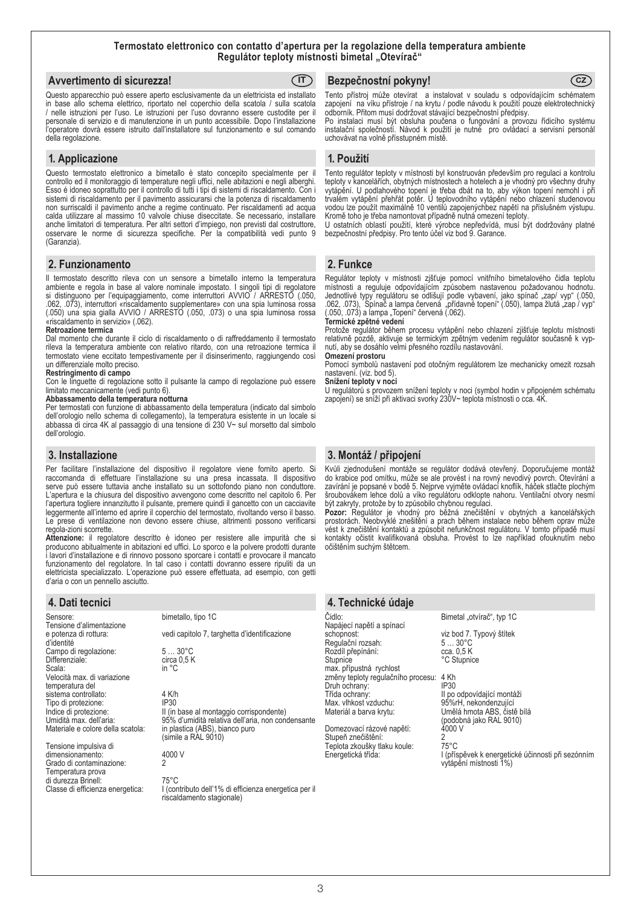**Termostato elettronico con contatto d'apertura per la regolazione della temperatura ambiente**
**Regulátor teploty místnosti bimetal „Otevírač“**

## Avvertimento di sicurezza! (IT)

Questo apparecchio può essere aperto esclusivamente da un elettricista ed installato in base allo schema elettrico, riportato nel coperchio della scatola / sulla scatola / nelle istruzioni per l'uso. Le istruzioni per l'uso dovranno essere custodite per il personale di servizio e di manutenzione in un punto accessibile. Dopo l'installazione l'operatore dovrà essere istruito dall'installatore sul funzionamento e sul comando della regolazione.

## 1. Applicazione

Questo termostato elettronico a bimetallo è stato concepito specialmente per il controllo ed il monitoraggio di temperature negli uffici, nelle abitazioni e negli alberghi. Esso é idoneo soprattutto per il controllo di tutti i tipi di sistemi di riscaldamento. Con i sistemi di riscaldamento per il pavimento assicurarsi che la potenza di riscaldamento non surriscaldi il pavimento anche a regime continuato. Per riscaldamenti ad acqua calda utilizzare al massimo 10 valvole chiuse diseccitate. Se necessario, installare anche limitatori di temperatura. Per altri settori d'impiego, non previsti dal costruttore, osservare le norme di sicurezza specifiche. Per la compatibilità vedi punto 9 (Garanzia).

## 2. Funzionamento

Il termostato descritto rileva con un sensore a bimetallo interno la temperatura ambiente e regola in base al valore nominale impostato. I singoli tipi di regolatore si distinguono per l'equipaggiamento, come interruttori AVVIO / ARRESTO (.050, .062, .073), interruttori «riscaldamento supplementare» con una spia luminosa rossa (.050) una spia gialla AVVIO / ARRESTO (.050, .073) o una spia luminosa rossa «riscaldamento in servizio» (.062).

**Retroazione termica**
Dal momento che durante il ciclo di riscaldamento o di raffreddamento il termostato rileva la temperatura ambiente con relativo ritardo, con una retroazione termica il termostato viene eccitato tempestivamente per il disinserimento, raggiungendo così un differenziale molto preciso.

**Restringimento di campo**
Con le linguette di regolazione sotto il pulsante la campo di regolazione può essere limitato meccanicamente (vedi punto 6).

**Abbassamento della temperatura notturna**
Per termostati con funzione di abbassamento della temperatura (indicato dal simbolo dell'orologio nello schema di collegamento), la temperatura esistente in un locale si abbassa di circa 4K al passaggio di una tensione di 230 V~ sul morsetto dal simbolo dell'orologio.

## 3. Installazione

Per facilitare l'installazione del dispositivo il regolatore viene fornito aperto. Si raccomanda di effettuare l'installazione su una presa incassata. Il dispositivo serve può essere tuttavia anche installato su un sottofondo piano non conduttore. L'apertura e la chiusura del dispositivo avvengono come descritto nel capitolo 6. Per l'apertura togliere innanzitutto il pulsante, premere quindi il gancetto con un cacciavite leggermente all'interno ed aprire il coperchio del termostato, rivoltando verso il basso. Le prese di ventilazione non devono essere chiuse, altrimenti possono verificarsi regola-zioni scorrette.

**Attenzione:** il regolatore descritto è idoneo per resistere alle impurità che si producono abitualmente in abitazioni ed uffici. Lo sporco e la polvere prodotti durante i lavori d'installazione e di rinnovo possono sporcare i contatti e provocare il mancato funzionamento del regolatore. In tal caso i contatti dovranno essere ripuliti da un elettricista specializzato. L'operazione può essere effettuata, ad esempio, con getti d'aria o con un pennello asciutto.

## 4. Dati tecnici

| | |
|---|---|
| Sensore: | bimetallo, tipo 1C |
| Tensione d'alimentazione e potenza di rottura: | vedi capitolo 7, targhetta d'identificazione d'identità |
| Campo di regolazione: | 5 … 30°C |
| Differenziale: | circa 0,5 K |
| Scala: | in °C |
| Velocità max. di variazione temperatura del sistema controllato: | 4 K/h |
| Tipo di protezione: | IP30 |
| Indice di protezione: | II (in base al montaggio corrispondente) |
| Umidità max. dell'aria: | 95% d'umidità relativa dell'aria, non condensante |
| Materiale e colore della scatola: | in plastica (ABS), bianco puro (simile a RAL 9010) |
| Tensione impulsiva di dimensionamento: | 4000 V |
| Grado di contaminazione: | 2 |
| Temperatura prova di durezza Brinell: | 75°C |
| Classe di efficienza energetica: | I (contributo dell'1% di efficienza energetica per il riscaldamento stagionale) |

## Bezpečnostní pokyny! (CZ)

Tento přístroj může otevírat a instalovat v souladu s odpovídajícím schématem zapojení na víku přístroje / na krytu / podle návodu k použití pouze elektrotechnický odborník. Přitom musí dodržovat stávající bezpečnostní předpisy.
Po instalaci musí být obsluha poučena o fungování a provozu řídicího systému instalační společností. Návod k použití je nutné pro ovládací a servisní personál uchovávat na volně přístupném místě.

## 1. Použití

Tento regulátor teploty v místnosti byl konstruován především pro regulaci a kontrolu teploty v kancelářích, obytných místnostech a hotelech a je vhodný pro všechny druhy vytápění. U podlahového topení je třeba dbát na to, aby výkon topení nemohl i při trvalém vytápění přehřát potěr. U teplovodního vytápění nebo chlazení studenovou vodou lze použít maximálně 10 ventilů zapojenýchbez napětí na příslušném výstupu. Kromě toho je třeba namontovat případně nutná omezení teploty.
U ostatních oblastí použití, které výrobce nepředvídá, musí být dodržovány platné bezpečnostní předpisy. Pro tento účel viz bod 9. Garance.

## 2. Funkce

Regulátor teploty v místnosti zjišťuje pomocí vnitřního bimetalového čidla teplotu místnosti a reguluje odpovídajícím způsobem nastavenou požadovanou hodnotu. Jednotlivé typy regulátoru se odlišují podle vybavení, jako spínač „zap/ vyp“ (.050, .062, .073), Spínač a lampa červená „přídavné topení“ (.050), lampa žlutá „zap / vyp“ (.050, .073) a lampa „Topení“ červená (.062).

**Termické zpětné vedení**
Protože regulátor během procesu vytápění nebo chlazení zjišťuje teplotu místnosti relativně pozdě, aktivuje se termickým zpětným vedením regulátor současně k vypnutí, aby se dosáhlo velmi přesného rozdílu nastavování.

**Omezení prostoru**
Pomocí symbolů nastavení pod otočným regulátorem lze mechanicky omezit rozsah nastavení. (viz. bod 5).

**Snížení teploty v noci**
U regulátorů s provozem snížení teploty v noci (symbol hodin v připojeném schématu zapojení) se sníží při aktivaci svorky 230V~ teplota místnosti o cca. 4K.

## 3. Montáž / připojení

Kvůli zjednodušení montáže se regulátor dodává otevřený. Doporučujeme montáž do krabice pod omítku, může se ale provést i na rovný nevodivý povrch. Otevírání a zavírání je popsané v bodě 5. Nejprve vyjměte ovládací knoflík, háček stlačte plochým šroubovákem lehce dolů a víko regulátoru odklopte nahoru. Ventilační otvory nesmí být zakryty, protože by to způsobilo chybnou regulaci.

**Pozor:** Regulátor je vhodný pro běžná znečištění v obytných a kancelářských prostorách. Neobvyklé znečištění a prach během instalace nebo během oprav může vést k znečištění kontaktů a způsobit nefunkčnost regulátoru. V tomto případě musí kontakty očistit kvalifikovaná obsluha. Provést to lze například ofouknutím nebo očištěním suchým štětcem.

## 4. Technické údaje

| | |
|---|---|
| Čidlo: | Bimetal „otvírač“, typ 1C |
| Napájecí napětí a spínací schopnost: | viz bod 7. Typový štítek |
| Regulační rozsah: | 5 … 30°C |
| Rozdíl přepínání: | cca. 0,5 K |
| Stupnice | °C Stupnice |
| max. přípustná rychlost změny teploty regulačního procesu: | 4 Kh |
| Druh ochrany: | IP30 |
| Třída ochrany: | II po odpovídající montáži |
| Max. vlhkost vzduchu: | 95%rH, nekondenzující |
| Materiál a barva krytu: | Umělá hmota ABS, čistě bílá (podobná jako RAL 9010) |
| Domezovací rázové napětí: | 4000 V |
| Stupeň znečištění: | 2 |
| Teplota zkoušky tlaku koule: | 75°C |
| Energetická třída: | I (příspěvek k energetické účinnosti při sezónním vytápění místnosti 1%) |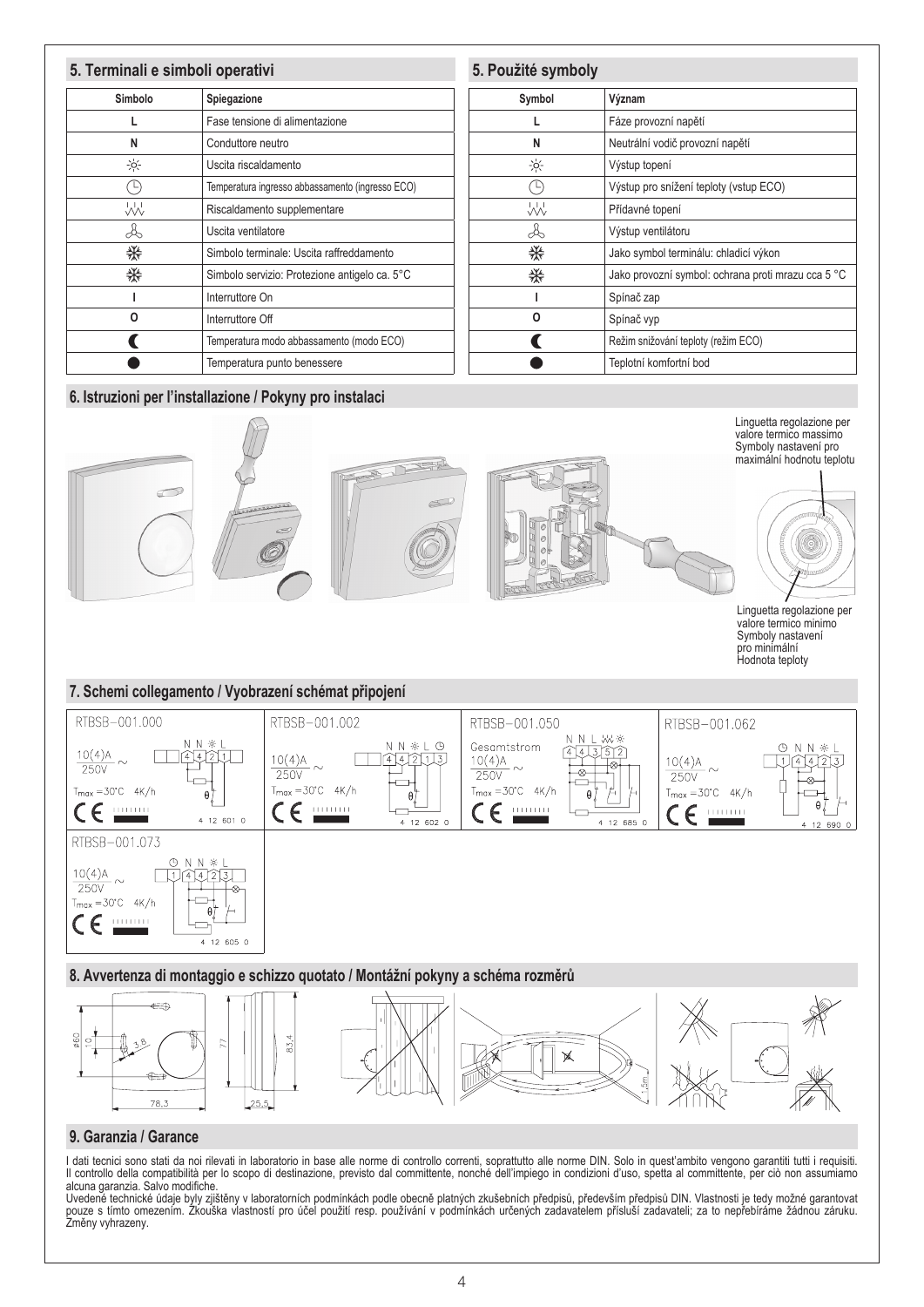## 5. Terminali e simboli operativi

| Simbolo | Spiegazione |
|---|---|
| L | Fase tensione di alimentazione |
| N | Conduttore neutro |
| ☼ | Uscita riscaldamento |
| ⌚ | Temperatura ingresso abbassamento (ingresso ECO) |
| ⩛ | Riscaldamento supplementare |
| ✤ | Uscita ventilatore |
| ❄ | Simbolo terminale: Uscita raffreddamento |
| ❄ | Simbolo servizio: Protezione antigelo ca. 5°C |
| I | Interruttore On |
| O | Interruttore Off |
| ☾ | Temperatura modo abbassamento (modo ECO) |
| ● | Temperatura punto benessere |

## 5. Použité symboly

| Symbol | Význam |
|---|---|
| L | Fáze provozní napětí |
| N | Neutrální vodič provozní napětí |
| ☼ | Výstup topení |
| ⌚ | Výstup pro snížení teploty (vstup ECO) |
| ⩛ | Přídavné topení |
| ✤ | Výstup ventilátoru |
| ❄ | Jako symbol terminálu: chladicí výkon |
| ❄ | Jako provozní symbol: ochrana proti mrazu cca 5 °C |
| I | Spínač zap |
| O | Spínač vyp |
| ☾ | Režim snižování teploty (režim ECO) |
| ● | Teplotní komfortní bod |

## 6. Istruzioni per l'installazione / Pokyny pro instalaci

Linguetta regolazione per valore termico massimo
Symboly nastavení pro maximální hodnotu teplotu

Linguetta regolazione per valore termico minimo
Symboly nastavení pro minimální Hodnota teploty

## 7. Schemi collegamento / Vyobrazení schémat připojení

RTBSB-001.000
10(4)A 250V ~
$T_{max}$ =30°C 4K/h
N N ☼ L
4 4 2 1
4 12 601 0

RTBSB-001.002
10(4)A 250V ~
$T_{max}$ =30°C 4K/h
N N ☼ L ⌚
4 4 2 1 3
4 12 602 0

RTBSB-001.050
Gesamtstrom
10(4)A 250V ~
$T_{max}$ =30°C 4K/h
N N L ⩛ ☼
4 4 3 5 2
4 12 685 0

RTBSB-001.062
10(4)A 250V ~
$T_{max}$ =30°C 4K/h
⌚ N N ☼ L
1 4 4 2 3
4 12 690 0

RTBSB-001.073
10(4)A 250V ~
$T_{max}$ =30°C 4K/h
⌚ N N ☼ L
1 4 4 2 3
4 12 605 0

## 8. Avvertenza di montaggio e schizzo quotato / Montážní pokyny a schéma rozměrů

ø60
10
3,8
78,3
77
83,4
25,5
1,5m

## 9. Garanzia / Garance

I dati tecnici sono stati da noi rilevati in laboratorio in base alle norme di controllo correnti, soprattutto alle norme DIN. Solo in quest'ambito vengono garantiti tutti i requisiti. Il controllo della compatibilità per lo scopo di destinazione, previsto dal committente, nonché dell'impiego in condizioni d'uso, spetta al committente, per ciò non assumiamo alcuna garanzia. Salvo modifiche.

Uvedené technické údaje byly zjištěny v laboratorních podmínkách podle obecně platných zkušebních předpisů, především předpisů DIN. Vlastnosti je tedy možné garantovat pouze s tímto omezením. Zkouška vlastností pro účel použití resp. používání v podmínkách určených zadavatelem přísluší zadavateli; za to nepřebíráme žádnou záruku. Změny vyhrazeny.